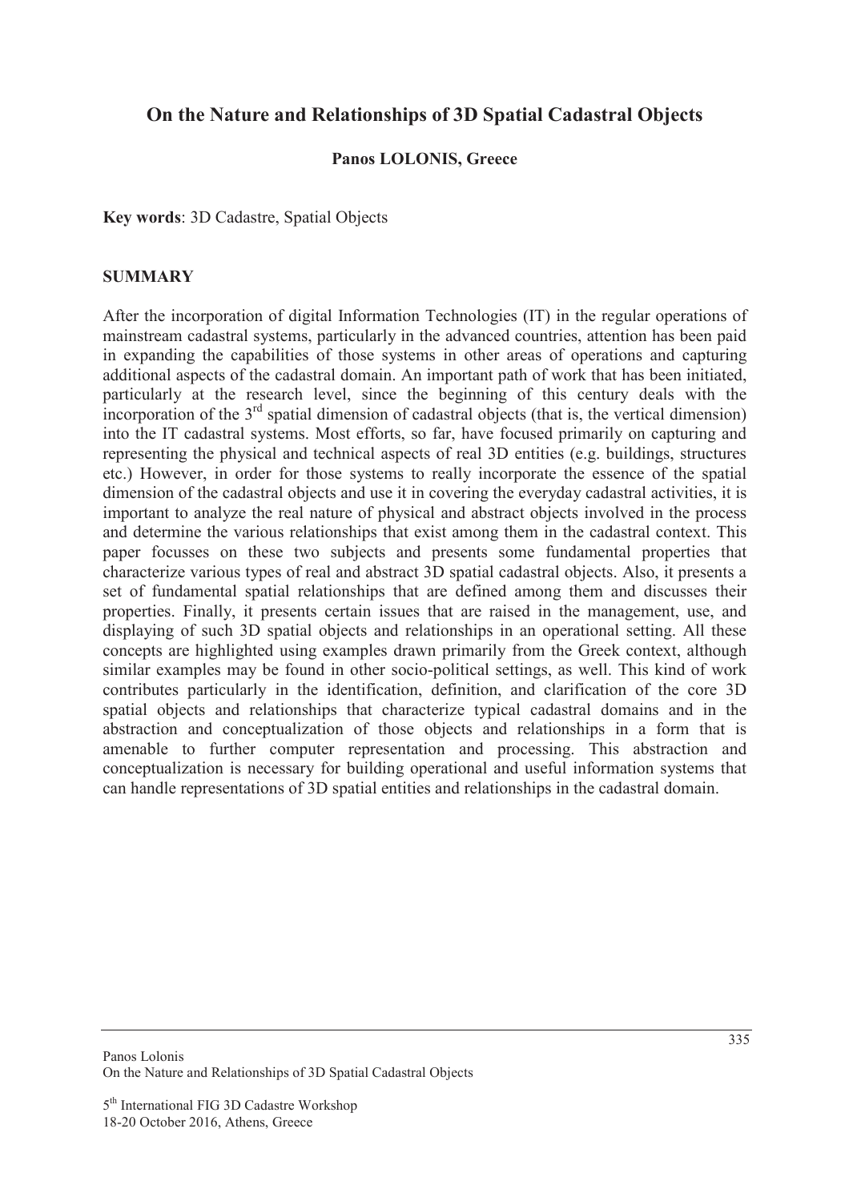# On the Nature and Relationships of 3D Spatial Cadastral Objects

**Panos LOLONIS, Greece**

**Key words**: 3D Cadastre, Spatial Objects

## SUMMARY

After the incorporation of digital Information Technologies (IT) in the regular operations of mainstream cadastral systems, particularly in the advanced countries, attention has been paid in expanding the capabilities of those systems in other areas of operations and capturing additional aspects of the cadastral domain. An important path of work that has been initiated, particularly at the research level, since the beginning of this century deals with the incorporation of the 3rd spatial dimension of cadastral objects (that is, the vertical dimension) into the IT cadastral systems. Most efforts, so far, have focused primarily on capturing and representing the physical and technical aspects of real 3D entities (e.g. buildings, structures etc.) However, in order for those systems to really incorporate the essence of the spatial dimension of the cadastral objects and use it in covering the everyday cadastral activities, it is important to analyze the real nature of physical and abstract objects involved in the process and determine the various relationships that exist among them in the cadastral context. This paper focusses on these two subjects and presents some fundamental properties that characterize various types of real and abstract 3D spatial cadastral objects. Also, it presents a set of fundamental spatial relationships that are defined among them and discusses their properties. Finally, it presents certain issues that are raised in the management, use, and displaying of such 3D spatial objects and relationships in an operational setting. All these concepts are highlighted using examples drawn primarily from the Greek context, although similar examples may be found in other socio-political settings, as well. This kind of work contributes particularly in the identification, definition, and clarification of the core 3D spatial objects and relationships that characterize typical cadastral domains and in the abstraction and conceptualization of those objects and relationships in a form that is amenable to further computer representation and processing. This abstraction and conceptualization is necessary for building operational and useful information systems that can handle representations of 3D spatial entities and relationships in the cadastral domain.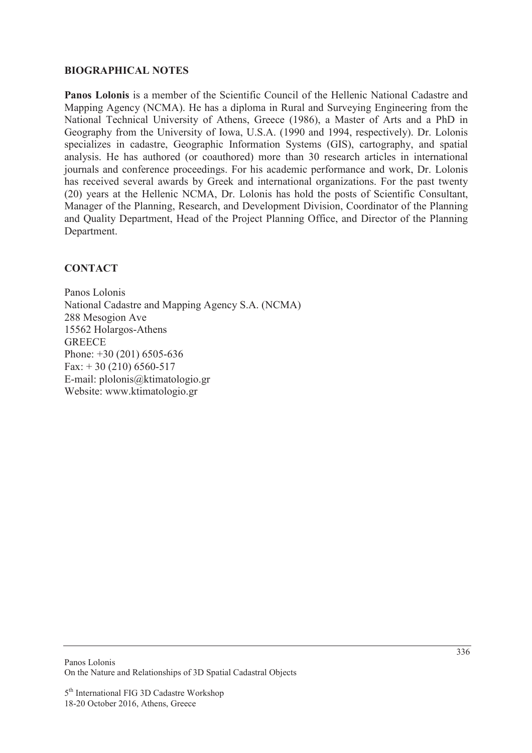## BIOGRAPHICAL NOTES

**Panos Lolonis** is a member of the Scientific Council of the Hellenic National Cadastre and Mapping Agency (NCMA). He has a diploma in Rural and Surveying Engineering from the National Technical University of Athens, Greece (1986), a Master of Arts and a PhD in Geography from the University of Iowa, U.S.A. (1990 and 1994, respectively). Dr. Lolonis specializes in cadastre, Geographic Information Systems (GIS), cartography, and spatial analysis. He has authored (or coauthored) more than 30 research articles in international journals and conference proceedings. For his academic performance and work, Dr. Lolonis has received several awards by Greek and international organizations. For the past twenty (20) years at the Hellenic NCMA, Dr. Lolonis has hold the posts of Scientific Consultant, Manager of the Planning, Research, and Development Division, Coordinator of the Planning and Quality Department, Head of the Project Planning Office, and Director of the Planning Department.

## CONTACT

Panos Lolonis
National Cadastre and Mapping Agency S.A. (NCMA)
288 Mesogion Ave
15562 Holargos-Athens
GREECE
Phone: +30 (201) 6505-636
Fax: + 30 (210) 6560-517
E-mail: plolonis@ktimatologio.gr
Website: www.ktimatologio.gr